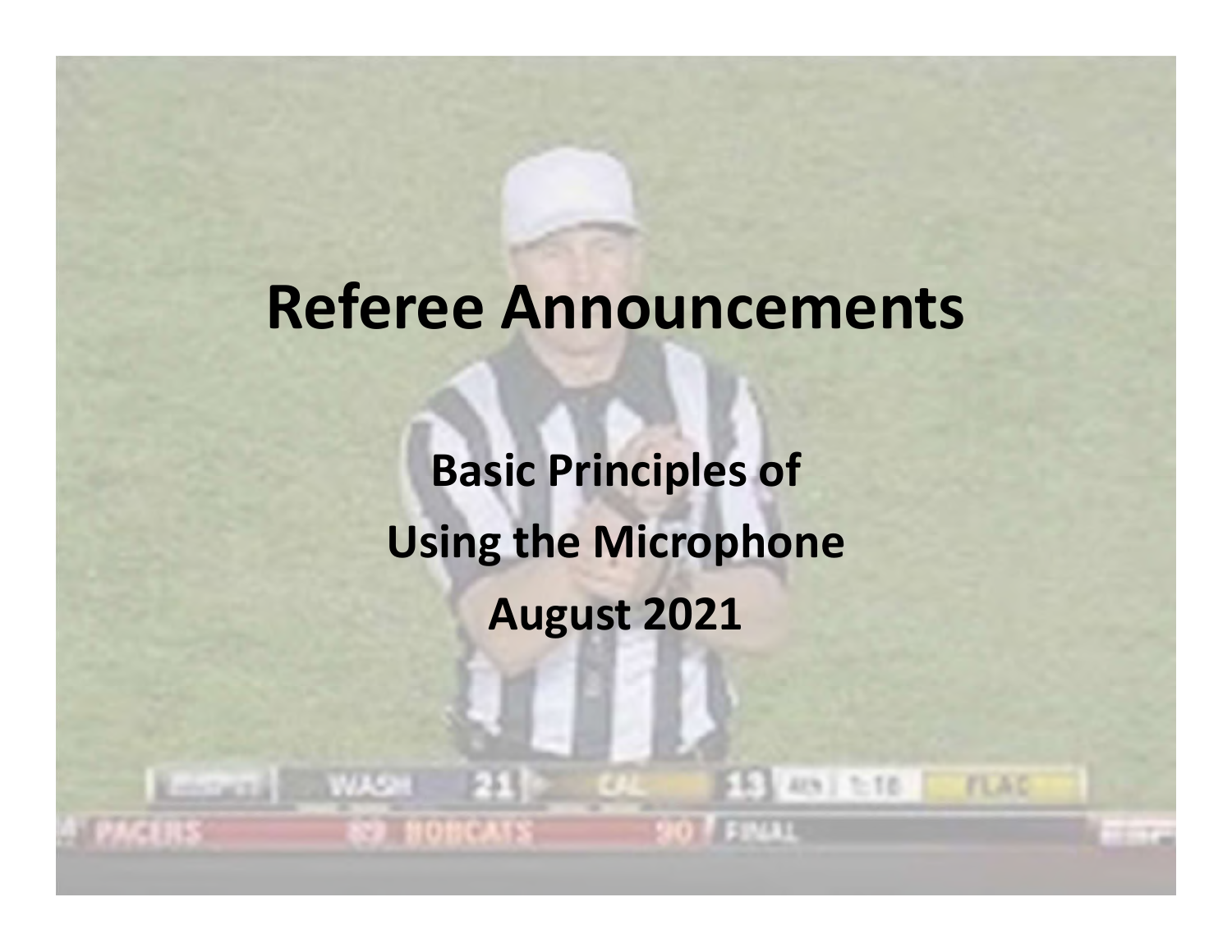# Referee Announcements

**Basic Principles of**

**Using the Microphone**

**August 2021**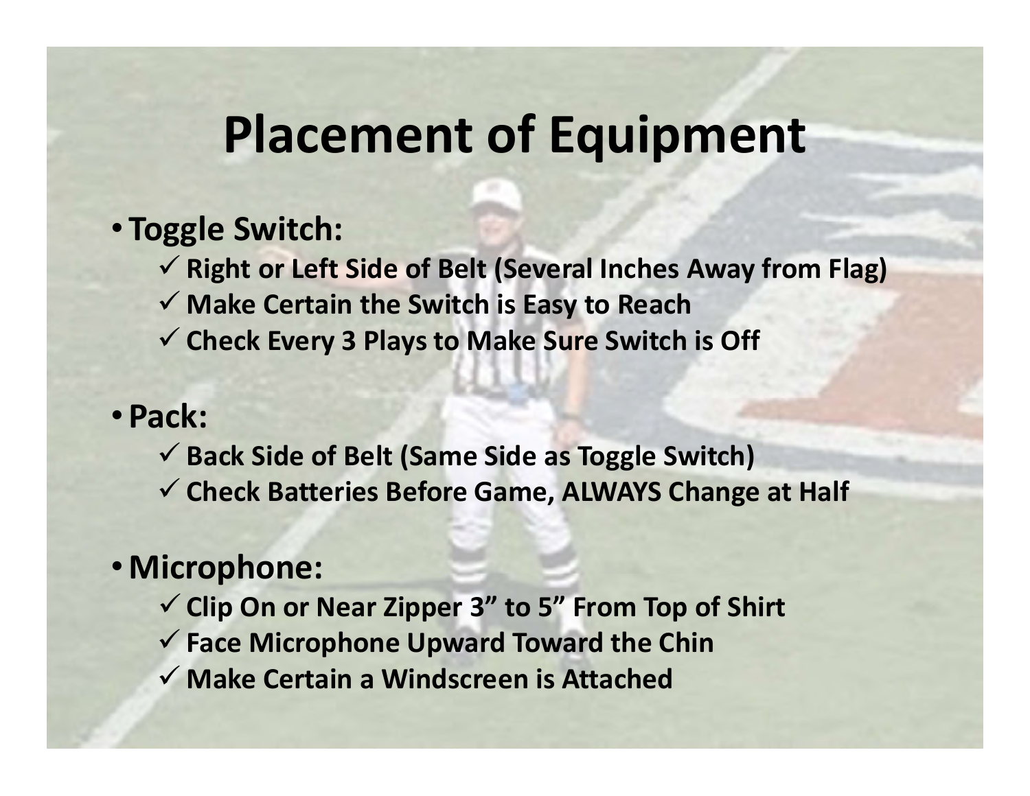# Placement of Equipment

- **Toggle Switch:**
  - ✓ **Right or Left Side of Belt (Several Inches Away from Flag)**
  - ✓ **Make Certain the Switch is Easy to Reach**
  - ✓ **Check Every 3 Plays to Make Sure Switch is Off**

- **Pack:**
  - ✓ **Back Side of Belt (Same Side as Toggle Switch)**
  - ✓ **Check Batteries Before Game, ALWAYS Change at Half**

- **Microphone:**
  - ✓ **Clip On or Near Zipper 3" to 5" From Top of Shirt**
  - ✓ **Face Microphone Upward Toward the Chin**
  - ✓ **Make Certain a Windscreen is Attached**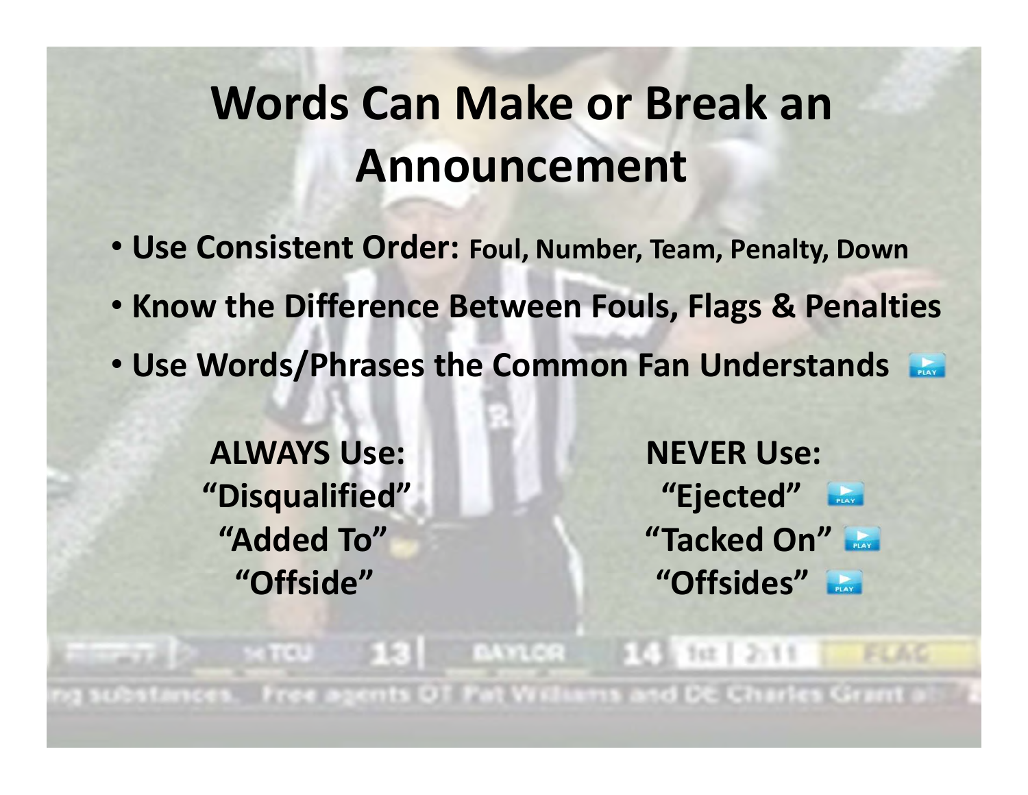# Words Can Make or Break an Announcement

- **Use Consistent Order:** **Foul, Number, Team, Penalty, Down**
- **Know the Difference Between Fouls, Flags & Penalties**
- **Use Words/Phrases the Common Fan Understands**

| ALWAYS Use: | NEVER Use: |
| --- | --- |
| "Disqualified" | "Ejected" |
| "Added To" | "Tacked On" |
| "Offside" | "Offsides" |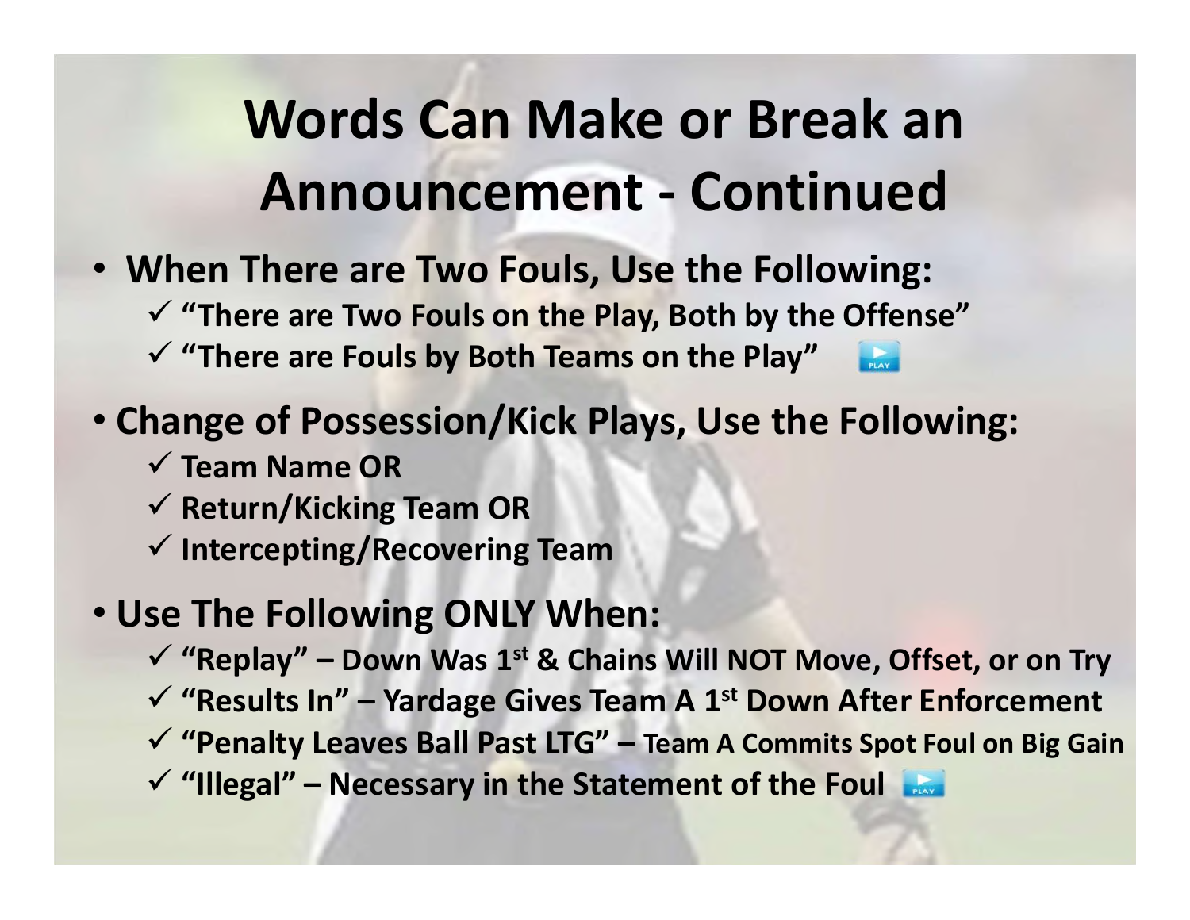# Words Can Make or Break an Announcement - Continued

- **When There are Two Fouls, Use the Following:**
  - ✓ **"There are Two Fouls on the Play, Both by the Offense"**
  - ✓ **"There are Fouls by Both Teams on the Play"**
- **Change of Possession/Kick Plays, Use the Following:**
  - ✓ **Team Name OR**
  - ✓ **Return/Kicking Team OR**
  - ✓ **Intercepting/Recovering Team**
- **Use The Following ONLY When:**
  - ✓ **"Replay" – Down Was 1st & Chains Will NOT Move, Offset, or on Try**
  - ✓ **"Results In" – Yardage Gives Team A 1st Down After Enforcement**
  - ✓ **"Penalty Leaves Ball Past LTG" – Team A Commits Spot Foul on Big Gain**
  - ✓ **"Illegal" – Necessary in the Statement of the Foul**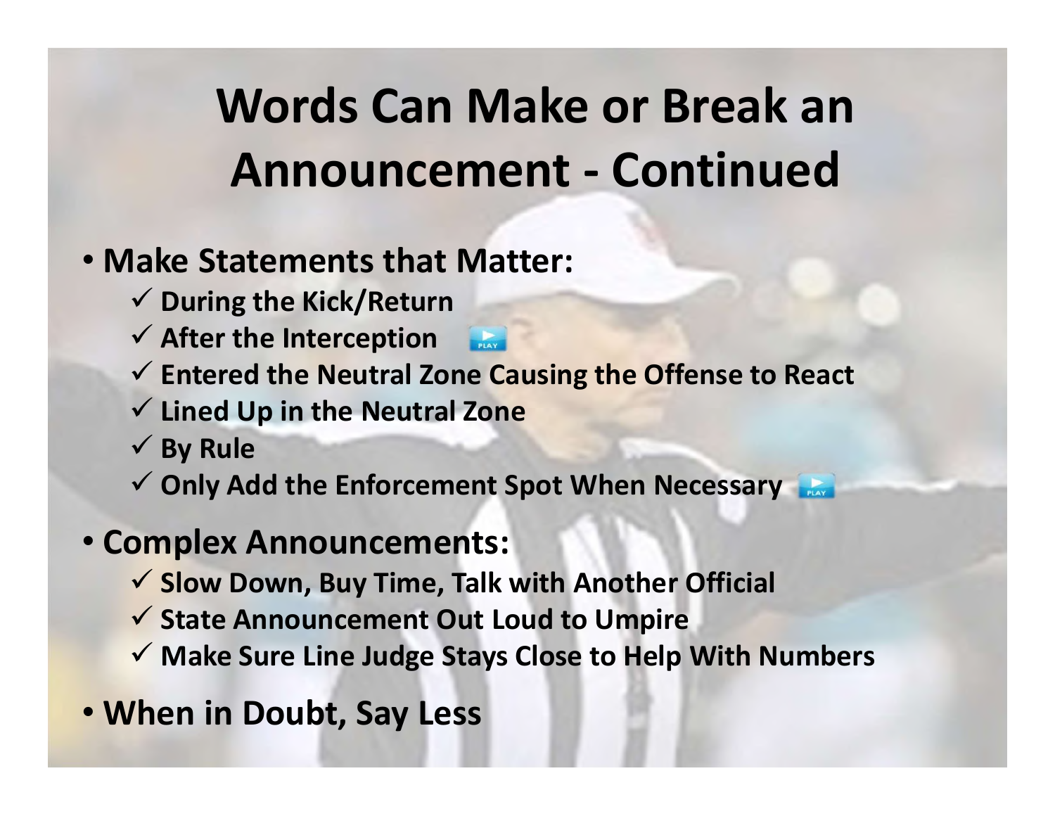# Words Can Make or Break an Announcement - Continued

- **Make Statements that Matter:**
  - ✓ During the Kick/Return
  - ✓ After the Interception
  - ✓ Entered the Neutral Zone Causing the Offense to React
  - ✓ Lined Up in the Neutral Zone
  - ✓ By Rule
  - ✓ Only Add the Enforcement Spot When Necessary
- **Complex Announcements:**
  - ✓ Slow Down, Buy Time, Talk with Another Official
  - ✓ State Announcement Out Loud to Umpire
  - ✓ Make Sure Line Judge Stays Close to Help With Numbers
- **When in Doubt, Say Less**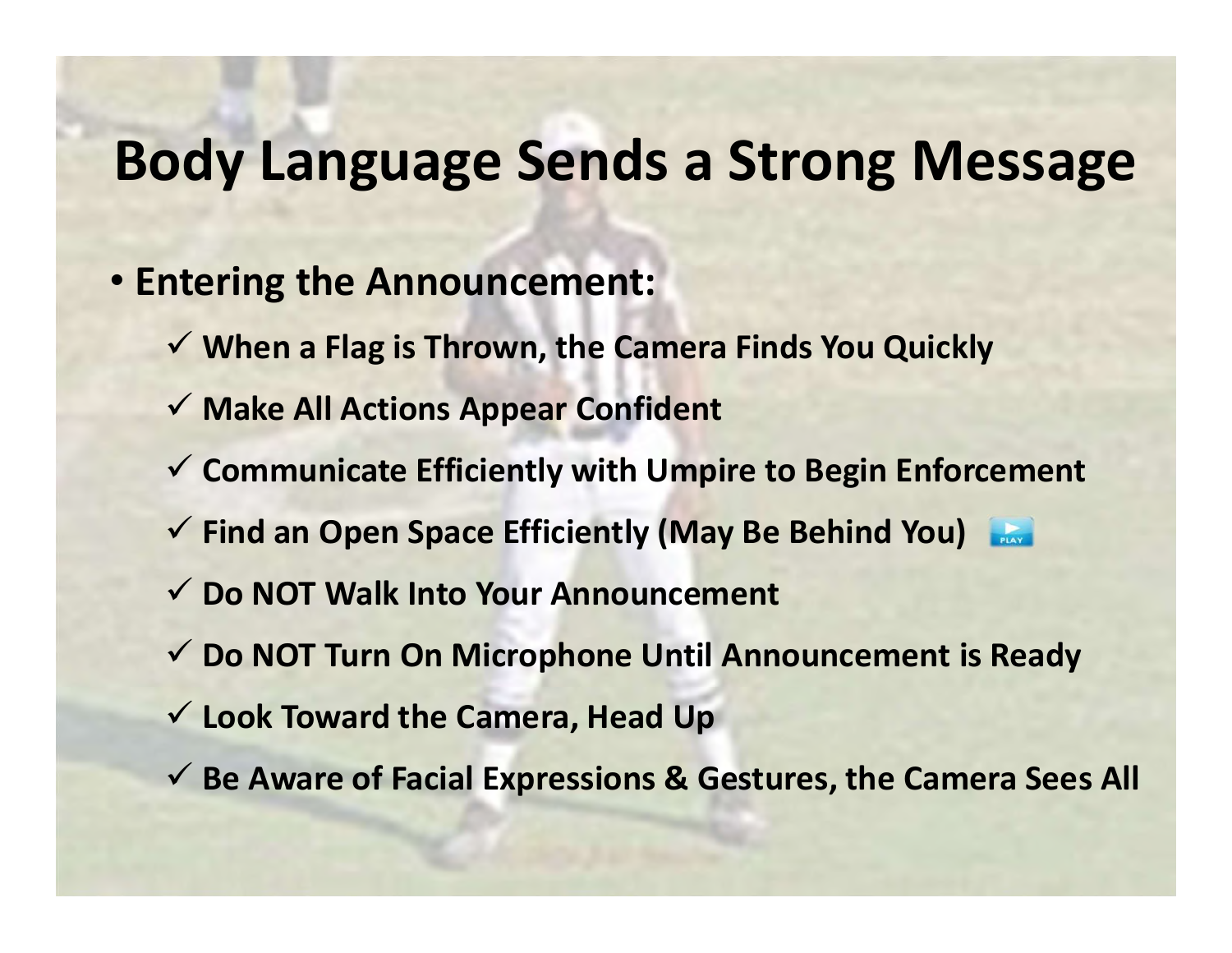# Body Language Sends a Strong Message

- **Entering the Announcement:**
  - ✓ **When a Flag is Thrown, the Camera Finds You Quickly**
  - ✓ **Make All Actions Appear Confident**
  - ✓ **Communicate Efficiently with Umpire to Begin Enforcement**
  - ✓ **Find an Open Space Efficiently (May Be Behind You)**
  - ✓ **Do NOT Walk Into Your Announcement**
  - ✓ **Do NOT Turn On Microphone Until Announcement is Ready**
  - ✓ **Look Toward the Camera, Head Up**
  - ✓ **Be Aware of Facial Expressions & Gestures, the Camera Sees All**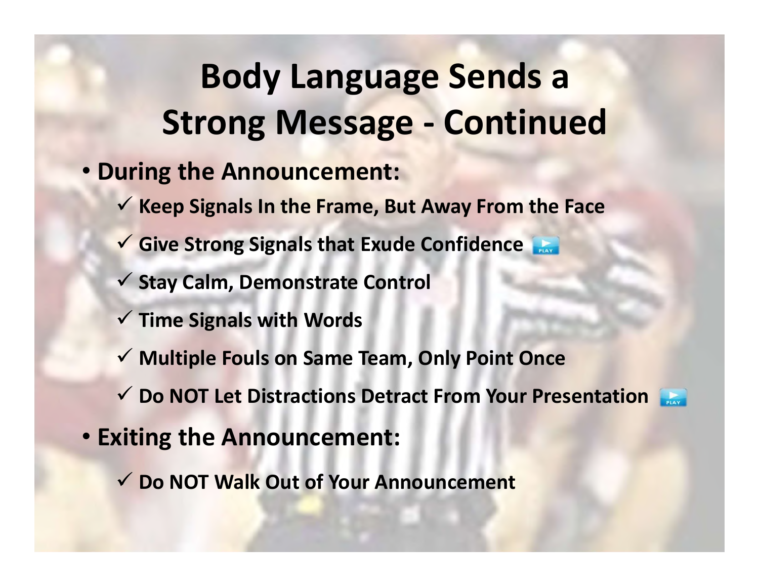# Body Language Sends a Strong Message - Continued

- **During the Announcement:**
  - ✓ **Keep Signals In the Frame, But Away From the Face**
  - ✓ **Give Strong Signals that Exude Confidence**
  - ✓ **Stay Calm, Demonstrate Control**
  - ✓ **Time Signals with Words**
  - ✓ **Multiple Fouls on Same Team, Only Point Once**
  - ✓ **Do NOT Let Distractions Detract From Your Presentation**
- **Exiting the Announcement:**
  - ✓ **Do NOT Walk Out of Your Announcement**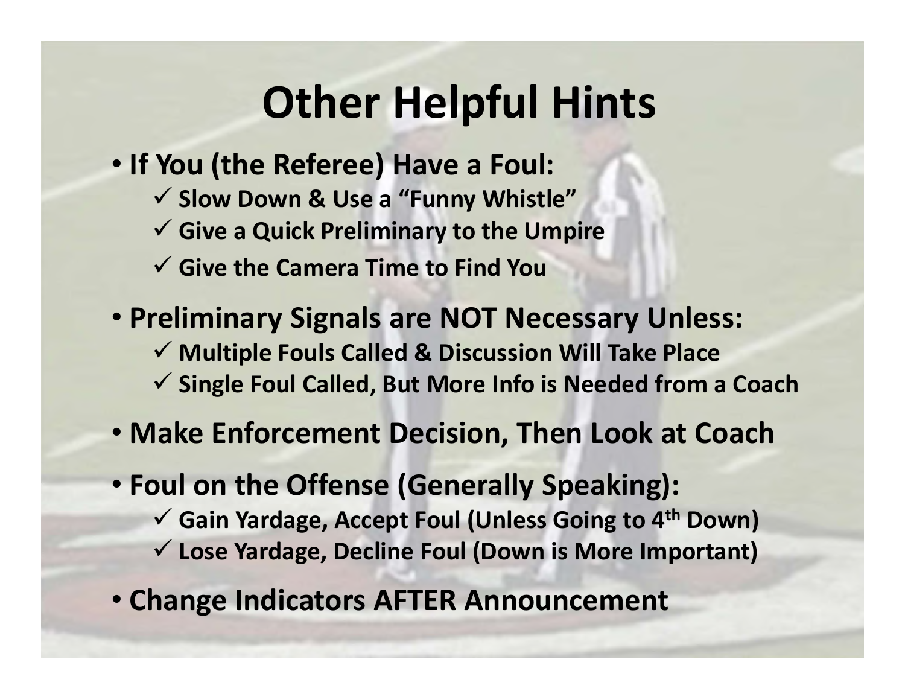# Other Helpful Hints

- **If You (the Referee) Have a Foul:**
  - ✓ **Slow Down & Use a "Funny Whistle"**
  - ✓ **Give a Quick Preliminary to the Umpire**
  - ✓ **Give the Camera Time to Find You**
- **Preliminary Signals are NOT Necessary Unless:**
  - ✓ **Multiple Fouls Called & Discussion Will Take Place**
  - ✓ **Single Foul Called, But More Info is Needed from a Coach**
- **Make Enforcement Decision, Then Look at Coach**
- **Foul on the Offense (Generally Speaking):**
  - ✓ **Gain Yardage, Accept Foul (Unless Going to 4th Down)**
  - ✓ **Lose Yardage, Decline Foul (Down is More Important)**
- **Change Indicators AFTER Announcement**